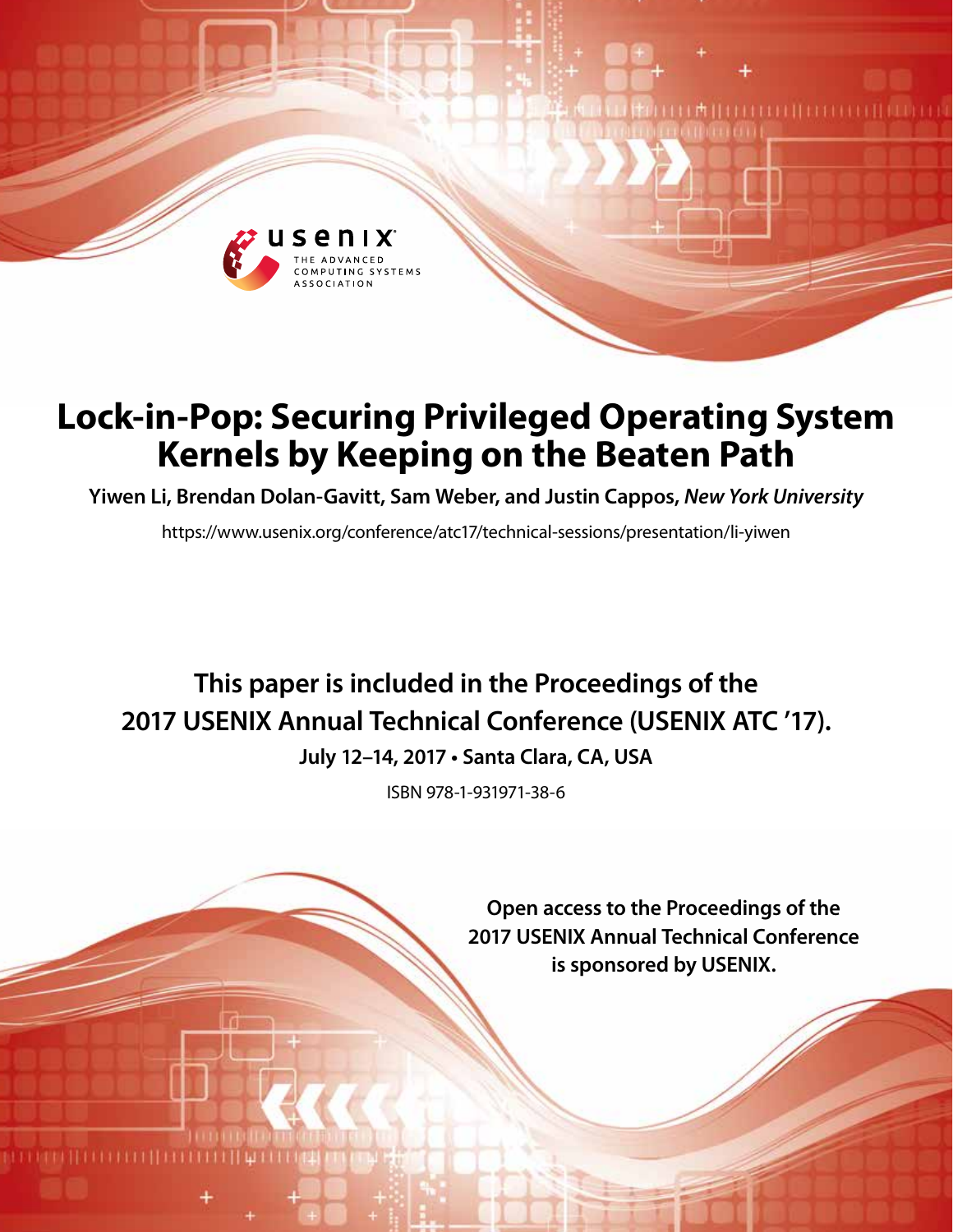# Lock-in-Pop: Securing Privileged Operating System Kernels by Keeping on the Beaten Path

**Yiwen Li, Brendan Dolan-Gavitt, Sam Weber, and Justin Cappos,** ***New York University***

https://www.usenix.org/conference/atc17/technical-sessions/presentation/li-yiwen

**This paper is included in the Proceedings of the 2017 USENIX Annual Technical Conference (USENIX ATC '17).**

**July 12–14, 2017 • Santa Clara, CA, USA**

ISBN 978-1-931971-38-6

**Open access to the Proceedings of the 2017 USENIX Annual Technical Conference is sponsored by USENIX.**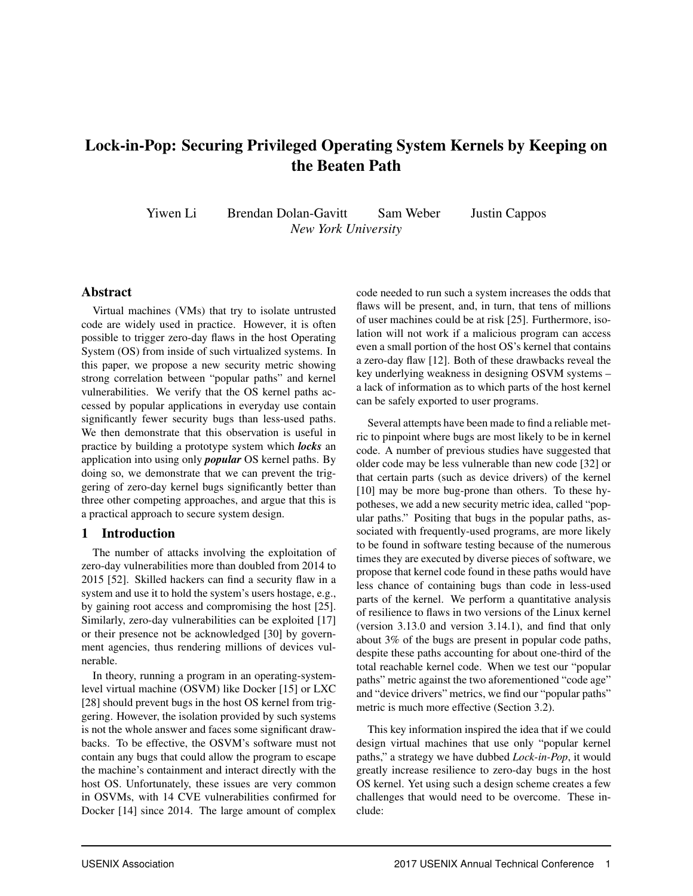# Lock-in-Pop: Securing Privileged Operating System Kernels by Keeping on the Beaten Path

Yiwen Li Brendan Dolan-Gavitt Sam Weber Justin Cappos
*New York University*

## Abstract

Virtual machines (VMs) that try to isolate untrusted code are widely used in practice. However, it is often possible to trigger zero-day flaws in the host Operating System (OS) from inside of such virtualized systems. In this paper, we propose a new security metric showing strong correlation between "popular paths" and kernel vulnerabilities. We verify that the OS kernel paths accessed by popular applications in everyday use contain significantly fewer security bugs than less-used paths. We then demonstrate that this observation is useful in practice by building a prototype system which ***locks*** an application into using only ***popular*** OS kernel paths. By doing so, we demonstrate that we can prevent the triggering of zero-day kernel bugs significantly better than three other competing approaches, and argue that this is a practical approach to secure system design.

## 1 Introduction

The number of attacks involving the exploitation of zero-day vulnerabilities more than doubled from 2014 to 2015 [52]. Skilled hackers can find a security flaw in a system and use it to hold the system's users hostage, e.g., by gaining root access and compromising the host [25]. Similarly, zero-day vulnerabilities can be exploited [17] or their presence not be acknowledged [30] by government agencies, thus rendering millions of devices vulnerable.

In theory, running a program in an operating-system-level virtual machine (OSVM) like Docker [15] or LXC [28] should prevent bugs in the host OS kernel from triggering. However, the isolation provided by such systems is not the whole answer and faces some significant drawbacks. To be effective, the OSVM's software must not contain any bugs that could allow the program to escape the machine's containment and interact directly with the host OS. Unfortunately, these issues are very common in OSVMs, with 14 CVE vulnerabilities confirmed for Docker [14] since 2014. The large amount of complex code needed to run such a system increases the odds that flaws will be present, and, in turn, that tens of millions of user machines could be at risk [25]. Furthermore, isolation will not work if a malicious program can access even a small portion of the host OS's kernel that contains a zero-day flaw [12]. Both of these drawbacks reveal the key underlying weakness in designing OSVM systems – a lack of information as to which parts of the host kernel can be safely exported to user programs.

Several attempts have been made to find a reliable metric to pinpoint where bugs are most likely to be in kernel code. A number of previous studies have suggested that older code may be less vulnerable than new code [32] or that certain parts (such as device drivers) of the kernel [10] may be more bug-prone than others. To these hypotheses, we add a new security metric idea, called "popular paths." Positing that bugs in the popular paths, associated with frequently-used programs, are more likely to be found in software testing because of the numerous times they are executed by diverse pieces of software, we propose that kernel code found in these paths would have less chance of containing bugs than code in less-used parts of the kernel. We perform a quantitative analysis of resilience to flaws in two versions of the Linux kernel (version 3.13.0 and version 3.14.1), and find that only about 3% of the bugs are present in popular code paths, despite these paths accounting for about one-third of the total reachable kernel code. When we test our "popular paths" metric against the two aforementioned "code age" and "device drivers" metrics, we find our "popular paths" metric is much more effective (Section 3.2).

This key information inspired the idea that if we could design virtual machines that use only "popular kernel paths," a strategy we have dubbed *Lock-in-Pop*, it would greatly increase resilience to zero-day bugs in the host OS kernel. Yet using such a design scheme creates a few challenges that would need to be overcome. These include: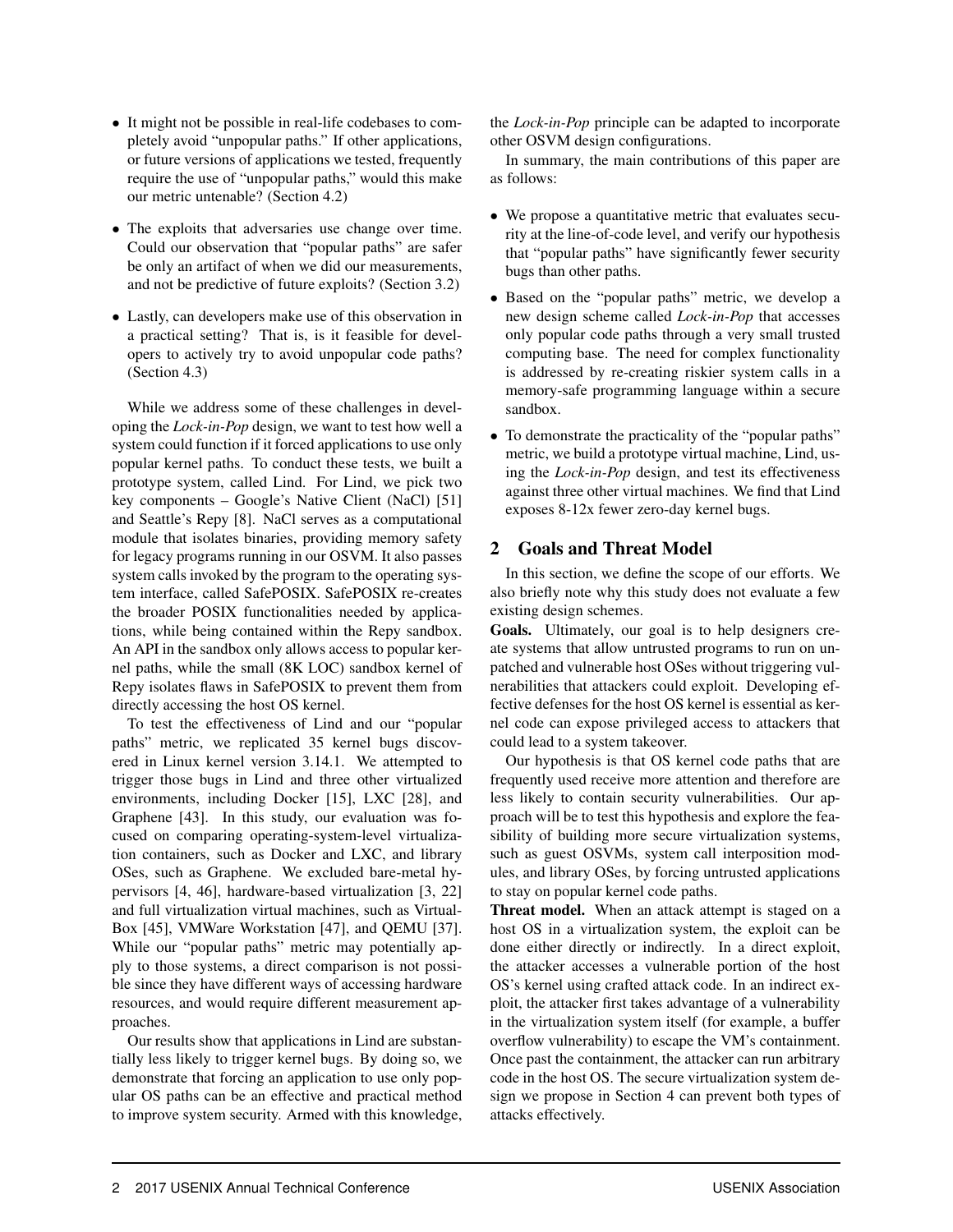- It might not be possible in real-life codebases to completely avoid "unpopular paths." If other applications, or future versions of applications we tested, frequently require the use of "unpopular paths," would this make our metric untenable? (Section 4.2)
- The exploits that adversaries use change over time. Could our observation that "popular paths" are safer be only an artifact of when we did our measurements, and not be predictive of future exploits? (Section 3.2)
- Lastly, can developers make use of this observation in a practical setting? That is, is it feasible for developers to actively try to avoid unpopular code paths? (Section 4.3)

While we address some of these challenges in developing the *Lock-in-Pop* design, we want to test how well a system could function if it forced applications to use only popular kernel paths. To conduct these tests, we built a prototype system, called Lind. For Lind, we pick two key components – Google's Native Client (NaCl) [51] and Seattle's Repy [8]. NaCl serves as a computational module that isolates binaries, providing memory safety for legacy programs running in our OSVM. It also passes system calls invoked by the program to the operating system interface, called SafePOSIX. SafePOSIX re-creates the broader POSIX functionalities needed by applications, while being contained within the Repy sandbox. An API in the sandbox only allows access to popular kernel paths, while the small (8K LOC) sandbox kernel of Repy isolates flaws in SafePOSIX to prevent them from directly accessing the host OS kernel.

To test the effectiveness of Lind and our "popular paths" metric, we replicated 35 kernel bugs discovered in Linux kernel version 3.14.1. We attempted to trigger those bugs in Lind and three other virtualized environments, including Docker [15], LXC [28], and Graphene [43]. In this study, our evaluation was focused on comparing operating-system-level virtualization containers, such as Docker and LXC, and library OSes, such as Graphene. We excluded bare-metal hypervisors [4, 46], hardware-based virtualization [3, 22] and full virtualization virtual machines, such as VirtualBox [45], VMWare Workstation [47], and QEMU [37]. While our "popular paths" metric may potentially apply to those systems, a direct comparison is not possible since they have different ways of accessing hardware resources, and would require different measurement approaches.

Our results show that applications in Lind are substantially less likely to trigger kernel bugs. By doing so, we demonstrate that forcing an application to use only popular OS paths can be an effective and practical method to improve system security. Armed with this knowledge, the *Lock-in-Pop* principle can be adapted to incorporate other OSVM design configurations.

In summary, the main contributions of this paper are as follows:

- We propose a quantitative metric that evaluates security at the line-of-code level, and verify our hypothesis that "popular paths" have significantly fewer security bugs than other paths.
- Based on the "popular paths" metric, we develop a new design scheme called *Lock-in-Pop* that accesses only popular code paths through a very small trusted computing base. The need for complex functionality is addressed by re-creating riskier system calls in a memory-safe programming language within a secure sandbox.
- To demonstrate the practicality of the "popular paths" metric, we build a prototype virtual machine, Lind, using the *Lock-in-Pop* design, and test its effectiveness against three other virtual machines. We find that Lind exposes 8-12x fewer zero-day kernel bugs.

## 2 Goals and Threat Model

In this section, we define the scope of our efforts. We also briefly note why this study does not evaluate a few existing design schemes.

**Goals.** Ultimately, our goal is to help designers create systems that allow untrusted programs to run on unpatched and vulnerable host OSes without triggering vulnerabilities that attackers could exploit. Developing effective defenses for the host OS kernel is essential as kernel code can expose privileged access to attackers that could lead to a system takeover.

Our hypothesis is that OS kernel code paths that are frequently used receive more attention and therefore are less likely to contain security vulnerabilities. Our approach will be to test this hypothesis and explore the feasibility of building more secure virtualization systems, such as guest OSVMs, system call interposition modules, and library OSes, by forcing untrusted applications to stay on popular kernel code paths.

**Threat model.** When an attack attempt is staged on a host OS in a virtualization system, the exploit can be done either directly or indirectly. In a direct exploit, the attacker accesses a vulnerable portion of the host OS's kernel using crafted attack code. In an indirect exploit, the attacker first takes advantage of a vulnerability in the virtualization system itself (for example, a buffer overflow vulnerability) to escape the VM's containment. Once past the containment, the attacker can run arbitrary code in the host OS. The secure virtualization system design we propose in Section 4 can prevent both types of attacks effectively.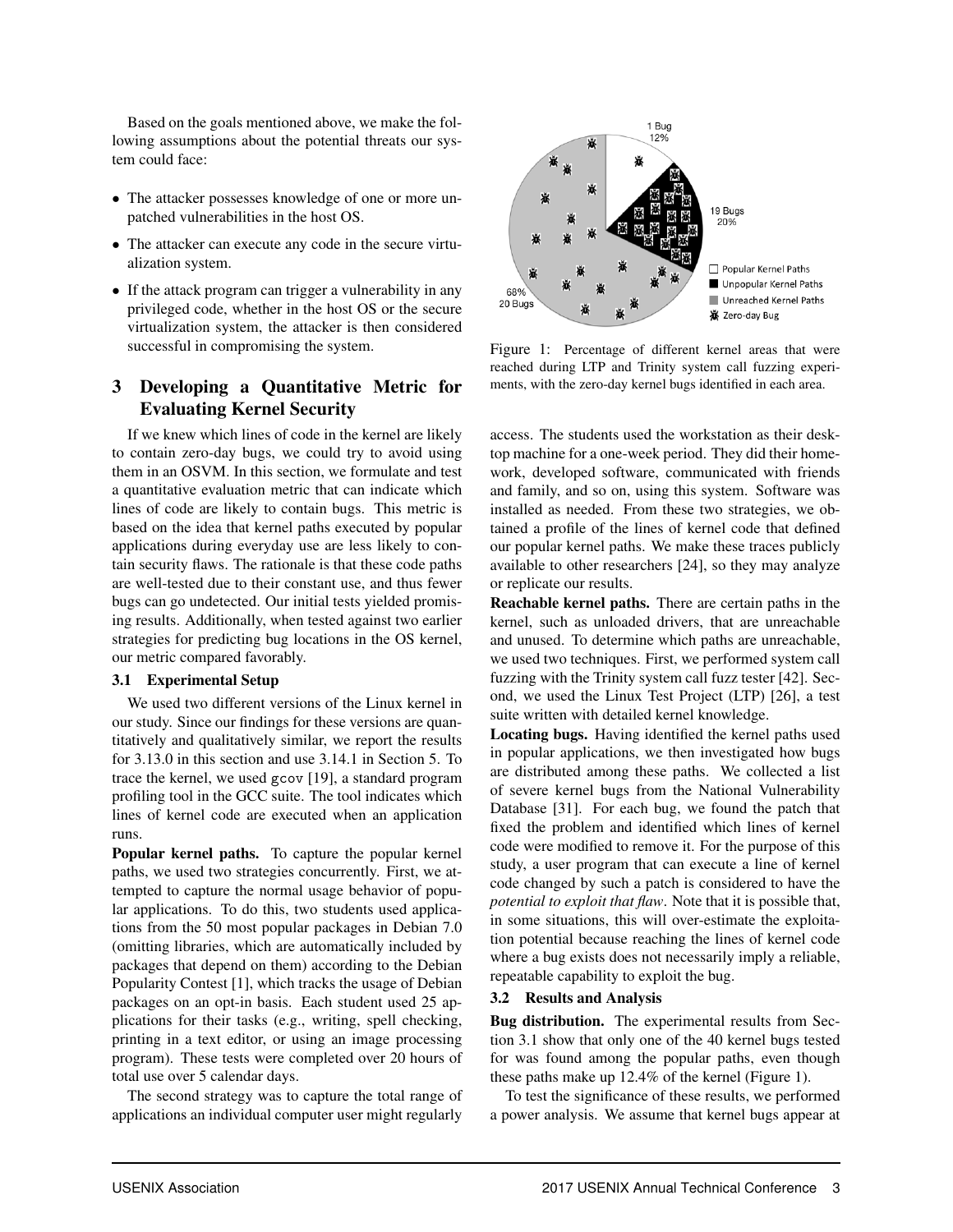Based on the goals mentioned above, we make the following assumptions about the potential threats our system could face:

- The attacker possesses knowledge of one or more unpatched vulnerabilities in the host OS.
- The attacker can execute any code in the secure virtualization system.
- If the attack program can trigger a vulnerability in any privileged code, whether in the host OS or the secure virtualization system, the attacker is then considered successful in compromising the system.

## 3 Developing a Quantitative Metric for Evaluating Kernel Security

If we knew which lines of code in the kernel are likely to contain zero-day bugs, we could try to avoid using them in an OSVM. In this section, we formulate and test a quantitative evaluation metric that can indicate which lines of code are likely to contain bugs. This metric is based on the idea that kernel paths executed by popular applications during everyday use are less likely to contain security flaws. The rationale is that these code paths are well-tested due to their constant use, and thus fewer bugs can go undetected. Our initial tests yielded promising results. Additionally, when tested against two earlier strategies for predicting bug locations in the OS kernel, our metric compared favorably.

### 3.1 Experimental Setup

We used two different versions of the Linux kernel in our study. Since our findings for these versions are quantitatively and qualitatively similar, we report the results for 3.13.0 in this section and use 3.14.1 in Section 5. To trace the kernel, we used `gcov` [19], a standard program profiling tool in the GCC suite. The tool indicates which lines of kernel code are executed when an application runs.

**Popular kernel paths.** To capture the popular kernel paths, we used two strategies concurrently. First, we attempted to capture the normal usage behavior of popular applications. To do this, two students used applications from the 50 most popular packages in Debian 7.0 (omitting libraries, which are automatically included by packages that depend on them) according to the Debian Popularity Contest [1], which tracks the usage of Debian packages on an opt-in basis. Each student used 25 applications for their tasks (e.g., writing, spell checking, printing in a text editor, or using an image processing program). These tests were completed over 20 hours of total use over 5 calendar days.

The second strategy was to capture the total range of applications an individual computer user might regularly access. The students used the workstation as their desktop machine for a one-week period. They did their homework, developed software, communicated with friends and family, and so on, using this system. Software was installed as needed. From these two strategies, we obtained a profile of the lines of kernel code that defined our popular kernel paths. We make these traces publicly available to other researchers [24], so they may analyze or replicate our results.

Figure 1: Percentage of different kernel areas that were reached during LTP and Trinity system call fuzzing experiments, with the zero-day kernel bugs identified in each area.

**Reachable kernel paths.** There are certain paths in the kernel, such as unloaded drivers, that are unreachable and unused. To determine which paths are unreachable, we used two techniques. First, we performed system call fuzzing with the Trinity system call fuzz tester [42]. Second, we used the Linux Test Project (LTP) [26], a test suite written with detailed kernel knowledge.

**Locating bugs.** Having identified the kernel paths used in popular applications, we then investigated how bugs are distributed among these paths. We collected a list of severe kernel bugs from the National Vulnerability Database [31]. For each bug, we found the patch that fixed the problem and identified which lines of kernel code were modified to remove it. For the purpose of this study, a user program that can execute a line of kernel code changed by such a patch is considered to have the *potential to exploit that flaw*. Note that it is possible that, in some situations, this will over-estimate the exploitation potential because reaching the lines of kernel code where a bug exists does not necessarily imply a reliable, repeatable capability to exploit the bug.

### 3.2 Results and Analysis

**Bug distribution.** The experimental results from Section 3.1 show that only one of the 40 kernel bugs tested for was found among the popular paths, even though these paths make up 12.4% of the kernel (Figure 1).

To test the significance of these results, we performed a power analysis. We assume that kernel bugs appear at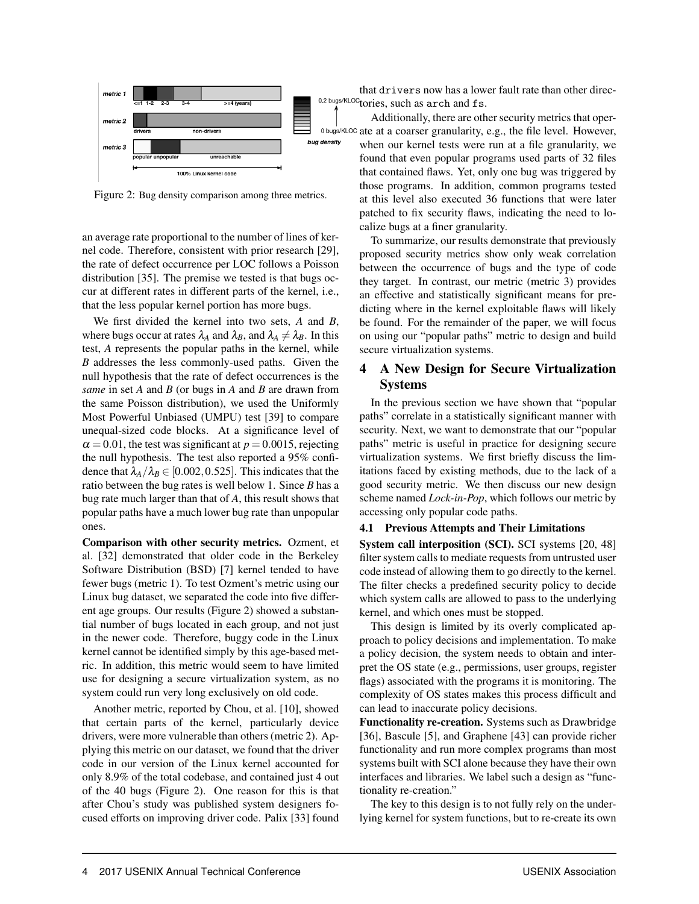Figure 2: Bug density comparison among three metrics.

an average rate proportional to the number of lines of kernel code. Therefore, consistent with prior research [29], the rate of defect occurrence per LOC follows a Poisson distribution [35]. The premise we tested is that bugs occur at different rates in different parts of the kernel, i.e., that the less popular kernel portion has more bugs.

We first divided the kernel into two sets, $A$ and $B$, where bugs occur at rates $\lambda_A$ and $\lambda_B$, and $\lambda_A \neq \lambda_B$. In this test, $A$ represents the popular paths in the kernel, while $B$ addresses the less commonly-used paths. Given the null hypothesis that the rate of defect occurrences is the *same* in set $A$ and $B$ (or bugs in $A$ and $B$ are drawn from the same Poisson distribution), we used the Uniformly Most Powerful Unbiased (UMPU) test [39] to compare unequal-sized code blocks. At a significance level of $\alpha = 0.01$, the test was significant at $p = 0.0015$, rejecting the null hypothesis. The test also reported a 95% confidence that $\lambda_A/\lambda_B \in [0.002, 0.525]$. This indicates that the ratio between the bug rates is well below 1. Since $B$ has a bug rate much larger than that of $A$, this result shows that popular paths have a much lower bug rate than unpopular ones.

**Comparison with other security metrics.** Ozment, et al. [32] demonstrated that older code in the Berkeley Software Distribution (BSD) [7] kernel tended to have fewer bugs (metric 1). To test Ozment's metric using our Linux bug dataset, we separated the code into five different age groups. Our results (Figure 2) showed a substantial number of bugs located in each group, and not just in the newer code. Therefore, buggy code in the Linux kernel cannot be identified simply by this age-based metric. In addition, this metric would seem to have limited use for designing a secure virtualization system, as no system could run very long exclusively on old code.

Another metric, reported by Chou, et al. [10], showed that certain parts of the kernel, particularly device drivers, were more vulnerable than others (metric 2). Applying this metric on our dataset, we found that the driver code in our version of the Linux kernel accounted for only 8.9% of the total codebase, and contained just 4 out of the 40 bugs (Figure 2). One reason for this is that after Chou's study was published system designers focused efforts on improving driver code. Palix [33] found that `drivers` now has a lower fault rate than other directories, such as `arch` and `fs`.

Additionally, there are other security metrics that operate at a coarser granularity, e.g., the file level. However, when our kernel tests were run at a file granularity, we found that even popular programs used parts of 32 files that contained flaws. Yet, only one bug was triggered by those programs. In addition, common programs tested at this level also executed 36 functions that were later patched to fix security flaws, indicating the need to localize bugs at a finer granularity.

To summarize, our results demonstrate that previously proposed security metrics show only weak correlation between the occurrence of bugs and the type of code they target. In contrast, our metric (metric 3) provides an effective and statistically significant means for predicting where in the kernel exploitable flaws will likely be found. For the remainder of the paper, we will focus on using our "popular paths" metric to design and build secure virtualization systems.

# 4 A New Design for Secure Virtualization Systems

In the previous section we have shown that "popular paths" correlate in a statistically significant manner with security. Next, we want to demonstrate that our "popular paths" metric is useful in practice for designing secure virtualization systems. We first briefly discuss the limitations faced by existing methods, due to the lack of a good security metric. We then discuss our new design scheme named *Lock-in-Pop*, which follows our metric by accessing only popular code paths.

## 4.1 Previous Attempts and Their Limitations

**System call interposition (SCI).** SCI systems [20, 48] filter system calls to mediate requests from untrusted user code instead of allowing them to go directly to the kernel. The filter checks a predefined security policy to decide which system calls are allowed to pass to the underlying kernel, and which ones must be stopped.

This design is limited by its overly complicated approach to policy decisions and implementation. To make a policy decision, the system needs to obtain and interpret the OS state (e.g., permissions, user groups, register flags) associated with the programs it is monitoring. The complexity of OS states makes this process difficult and can lead to inaccurate policy decisions.

**Functionality re-creation.** Systems such as Drawbridge [36], Bascule [5], and Graphene [43] can provide richer functionality and run more complex programs than most systems built with SCI alone because they have their own interfaces and libraries. We label such a design as "functionality re-creation."

The key to this design is to not fully rely on the underlying kernel for system functions, but to re-create its own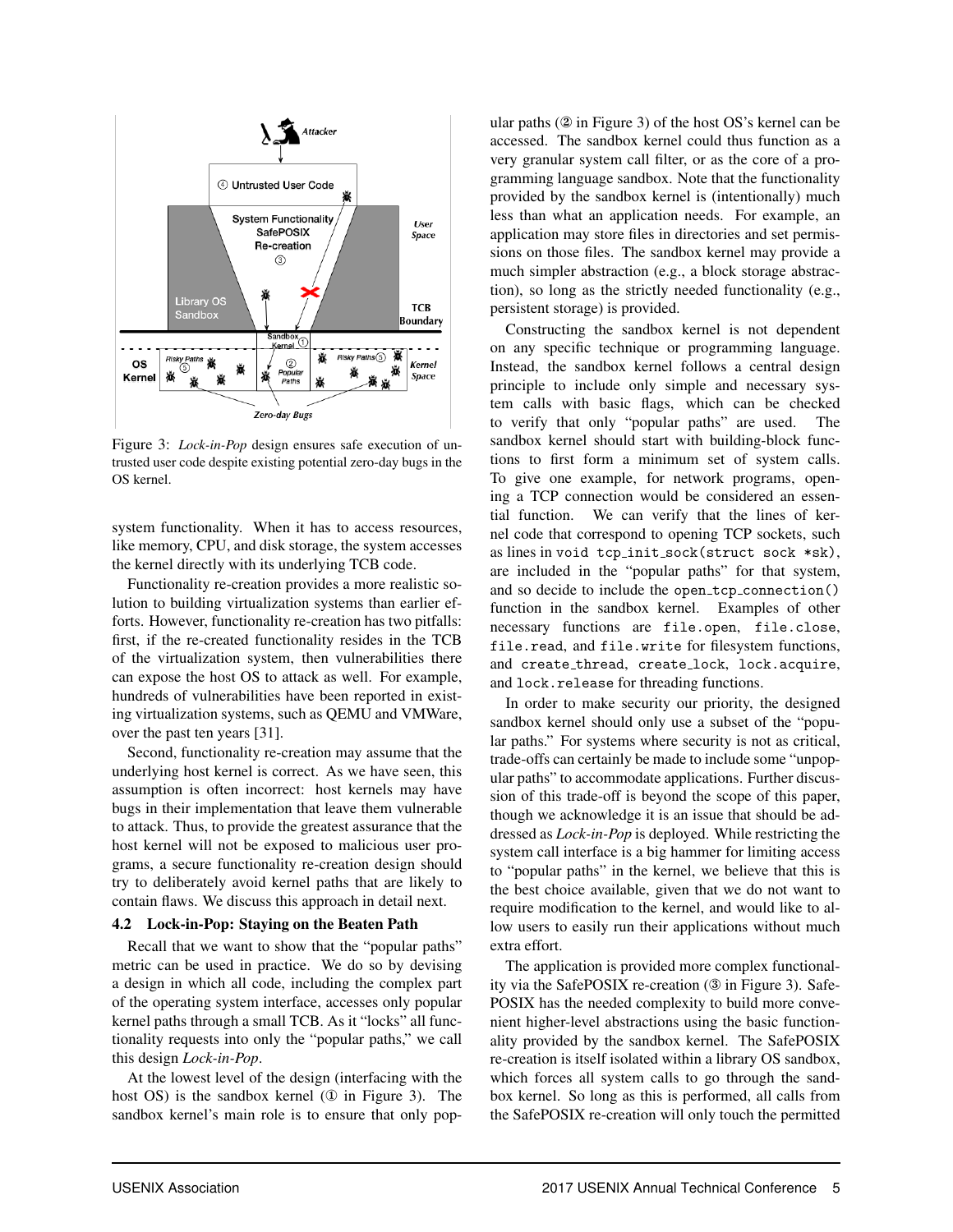Figure 3: *Lock-in-Pop* design ensures safe execution of untrusted user code despite existing potential zero-day bugs in the OS kernel.

system functionality. When it has to access resources, like memory, CPU, and disk storage, the system accesses the kernel directly with its underlying TCB code.

Functionality re-creation provides a more realistic solution to building virtualization systems than earlier efforts. However, functionality re-creation has two pitfalls: first, if the re-created functionality resides in the TCB of the virtualization system, then vulnerabilities there can expose the host OS to attack as well. For example, hundreds of vulnerabilities have been reported in existing virtualization systems, such as QEMU and VMWare, over the past ten years [31].

Second, functionality re-creation may assume that the underlying host kernel is correct. As we have seen, this assumption is often incorrect: host kernels may have bugs in their implementation that leave them vulnerable to attack. Thus, to provide the greatest assurance that the host kernel will not be exposed to malicious user programs, a secure functionality re-creation design should try to deliberately avoid kernel paths that are likely to contain flaws. We discuss this approach in detail next.

### 4.2 Lock-in-Pop: Staying on the Beaten Path

Recall that we want to show that the "popular paths" metric can be used in practice. We do so by devising a design in which all code, including the complex part of the operating system interface, accesses only popular kernel paths through a small TCB. As it "locks" all functionality requests into only the "popular paths," we call this design *Lock-in-Pop*.

At the lowest level of the design (interfacing with the host OS) is the sandbox kernel (① in Figure 3). The sandbox kernel's main role is to ensure that only popular paths (② in Figure 3) of the host OS's kernel can be accessed. The sandbox kernel could thus function as a very granular system call filter, or as the core of a programming language sandbox. Note that the functionality provided by the sandbox kernel is (intentionally) much less than what an application needs. For example, an application may store files in directories and set permissions on those files. The sandbox kernel may provide a much simpler abstraction (e.g., a block storage abstraction), so long as the strictly needed functionality (e.g., persistent storage) is provided.

Constructing the sandbox kernel is not dependent on any specific technique or programming language. Instead, the sandbox kernel follows a central design principle to include only simple and necessary system calls with basic flags, which can be checked to verify that only "popular paths" are used. The sandbox kernel should start with building-block functions to first form a minimum set of system calls. To give one example, for network programs, opening a TCP connection would be considered an essential function. We can verify that the lines of kernel code that correspond to opening TCP sockets, such as lines in `void tcp_init_sock(struct sock *sk)`, are included in the "popular paths" for that system, and so decide to include the `open_tcp_connection()` function in the sandbox kernel. Examples of other necessary functions are `file.open`, `file.close`, `file.read`, and `file.write` for filesystem functions, and `create_thread`, `create_lock`, `lock.acquire`, and `lock.release` for threading functions.

In order to make security our priority, the designed sandbox kernel should only use a subset of the "popular paths." For systems where security is not as critical, trade-offs can certainly be made to include some "unpopular paths" to accommodate applications. Further discussion of this trade-off is beyond the scope of this paper, though we acknowledge it is an issue that should be addressed as *Lock-in-Pop* is deployed. While restricting the system call interface is a big hammer for limiting access to "popular paths" in the kernel, we believe that this is the best choice available, given that we do not want to require modification to the kernel, and would like to allow users to easily run their applications without much extra effort.

The application is provided more complex functionality via the SafePOSIX re-creation (③ in Figure 3). SafePOSIX has the needed complexity to build more convenient higher-level abstractions using the basic functionality provided by the sandbox kernel. The SafePOSIX re-creation is itself isolated within a library OS sandbox, which forces all system calls to go through the sandbox kernel. So long as this is performed, all calls from the SafePOSIX re-creation will only touch the permitted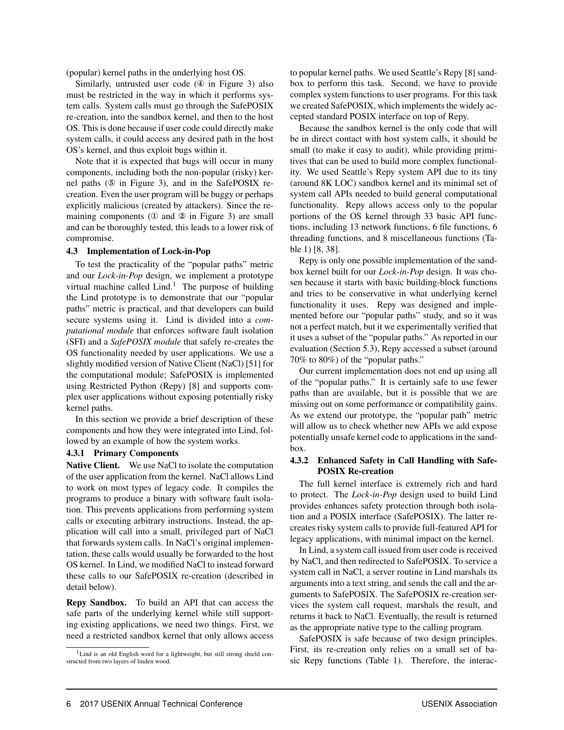(popular) kernel paths in the underlying host OS.

Similarly, untrusted user code (④ in Figure 3) also must be restricted in the way in which it performs system calls. System calls must go through the SafePOSIX re-creation, into the sandbox kernel, and then to the host OS. This is done because if user code could directly make system calls, it could access any desired path in the host OS's kernel, and thus exploit bugs within it.

Note that it is expected that bugs will occur in many components, including both the non-popular (risky) kernel paths (⑤ in Figure 3), and in the SafePOSIX re-creation. Even the user program will be buggy or perhaps explicitly malicious (created by attackers). Since the remaining components (① and ② in Figure 3) are small and can be thoroughly tested, this leads to a lower risk of compromise.

### 4.3 Implementation of Lock-in-Pop

To test the practicality of the "popular paths" metric and our *Lock-in-Pop* design, we implement a prototype virtual machine called Lind.[1] The purpose of building the Lind prototype is to demonstrate that our "popular paths" metric is practical, and that developers can build secure systems using it. Lind is divided into a *computational module* that enforces software fault isolation (SFI) and a *SafePOSIX module* that safely re-creates the OS functionality needed by user applications. We use a slightly modified version of Native Client (NaCl) [51] for the computational module; SafePOSIX is implemented using Restricted Python (Repy) [8] and supports complex user applications without exposing potentially risky kernel paths.

In this section we provide a brief description of these components and how they were integrated into Lind, followed by an example of how the system works.

#### 4.3.1 Primary Components

**Native Client.** We use NaCl to isolate the computation of the user application from the kernel. NaCl allows Lind to work on most types of legacy code. It compiles the programs to produce a binary with software fault isolation. This prevents applications from performing system calls or executing arbitrary instructions. Instead, the application will call into a small, privileged part of NaCl that forwards system calls. In NaCl's original implementation, these calls would usually be forwarded to the host OS kernel. In Lind, we modified NaCl to instead forward these calls to our SafePOSIX re-creation (described in detail below).

**Repy Sandbox.** To build an API that can access the safe parts of the underlying kernel while still supporting existing applications, we need two things. First, we need a restricted sandbox kernel that only allows access to popular kernel paths. We used Seattle's Repy [8] sandbox to perform this task. Second, we have to provide complex system functions to user programs. For this task we created SafePOSIX, which implements the widely accepted standard POSIX interface on top of Repy.

Because the sandbox kernel is the only code that will be in direct contact with host system calls, it should be small (to make it easy to audit), while providing primitives that can be used to build more complex functionality. We used Seattle's Repy system API due to its tiny (around 8K LOC) sandbox kernel and its minimal set of system call APIs needed to build general computational functionality. Repy allows access only to the popular portions of the OS kernel through 33 basic API functions, including 13 network functions, 6 file functions, 6 threading functions, and 8 miscellaneous functions (Table 1) [8, 38].

Repy is only one possible implementation of the sandbox kernel built for our *Lock-in-Pop* design. It was chosen because it starts with basic building-block functions and tries to be conservative in what underlying kernel functionality it uses. Repy was designed and implemented before our "popular paths" study, and so it was not a perfect match, but it we experimentally verified that it uses a subset of the "popular paths." As reported in our evaluation (Section 5.3), Repy accessed a subset (around 70% to 80%) of the "popular paths."

Our current implementation does not end up using all of the "popular paths." It is certainly safe to use fewer paths than are available, but it is possible that we are missing out on some performance or compatibility gains. As we extend our prototype, the "popular path" metric will allow us to check whether new APIs we add expose potentially unsafe kernel code to applications in the sandbox.

#### 4.3.2 Enhanced Safety in Call Handling with SafePOSIX Re-creation

The full kernel interface is extremely rich and hard to protect. The *Lock-in-Pop* design used to build Lind provides enhances safety protection through both isolation and a POSIX interface (SafePOSIX). The latter recreates risky system calls to provide full-featured API for legacy applications, with minimal impact on the kernel.

In Lind, a system call issued from user code is received by NaCl, and then redirected to SafePOSIX. To service a system call in NaCl, a server routine in Lind marshals its arguments into a text string, and sends the call and the arguments to SafePOSIX. The SafePOSIX re-creation services the system call request, marshals the result, and returns it back to NaCl. Eventually, the result is returned as the appropriate native type to the calling program.

SafePOSIX is safe because of two design principles. First, its re-creation only relies on a small set of basic Repy functions (Table 1). Therefore, the interac-

[1] Lind is an old English word for a lightweight, but still strong shield constructed from two layers of linden wood.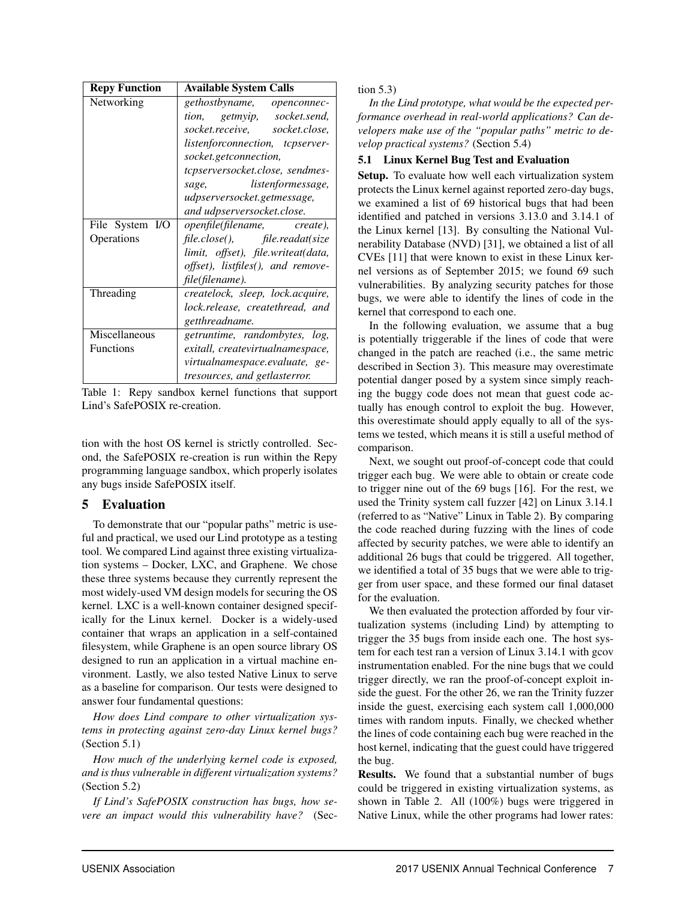| Repy Function | Available System Calls |
|---|---|
| Networking | *gethostbyname, openconnection, getmyip, socket.send, socket.receive, socket.close, listenforconnection, tcpserversocket.getconnection, tcpserversocket.close, sendmessage, listenformessage, udpserversocket.getmessage, and udpserversocket.close.* |
| File System I/O Operations | *openfile(filename, create), file.close(), file.readat(size limit, offset), file.writeat(data, offset), listfiles(), and removefile(filename).* |
| Threading | *createlock, sleep, lock.acquire, lock.release, createthread, and getthreadname.* |
| Miscellaneous Functions | *getruntime, randombytes, log, exitall, createvirtualnamespace, virtualnamespace.evaluate, getresources, and getlasterror.* |

Table 1: Repy sandbox kernel functions that support Lind's SafePOSIX re-creation.

tion with the host OS kernel is strictly controlled. Second, the SafePOSIX re-creation is run within the Repy programming language sandbox, which properly isolates any bugs inside SafePOSIX itself.

# 5 Evaluation

To demonstrate that our "popular paths" metric is useful and practical, we used our Lind prototype as a testing tool. We compared Lind against three existing virtualization systems – Docker, LXC, and Graphene. We chose these three systems because they currently represent the most widely-used VM design models for securing the OS kernel. LXC is a well-known container designed specifically for the Linux kernel. Docker is a widely-used container that wraps an application in a self-contained filesystem, while Graphene is an open source library OS designed to run an application in a virtual machine environment. Lastly, we also tested Native Linux to serve as a baseline for comparison. Our tests were designed to answer four fundamental questions:

*How does Lind compare to other virtualization systems in protecting against zero-day Linux kernel bugs?* (Section 5.1)

*How much of the underlying kernel code is exposed, and is thus vulnerable in different virtualization systems?* (Section 5.2)

*If Lind's SafePOSIX construction has bugs, how severe an impact would this vulnerability have?* (Section 5.3)

*In the Lind prototype, what would be the expected performance overhead in real-world applications? Can developers make use of the "popular paths" metric to develop practical systems?* (Section 5.4)

## 5.1 Linux Kernel Bug Test and Evaluation

**Setup.** To evaluate how well each virtualization system protects the Linux kernel against reported zero-day bugs, we examined a list of 69 historical bugs that had been identified and patched in versions 3.13.0 and 3.14.1 of the Linux kernel [13]. By consulting the National Vulnerability Database (NVD) [31], we obtained a list of all CVEs [11] that were known to exist in these Linux kernel versions as of September 2015; we found 69 such vulnerabilities. By analyzing security patches for those bugs, we were able to identify the lines of code in the kernel that correspond to each one.

In the following evaluation, we assume that a bug is potentially triggerable if the lines of code that were changed in the patch are reached (i.e., the same metric described in Section 3). This measure may overestimate potential danger posed by a system since simply reaching the buggy code does not mean that guest code actually has enough control to exploit the bug. However, this overestimate should apply equally to all of the systems we tested, which means it is still a useful method of comparison.

Next, we sought out proof-of-concept code that could trigger each bug. We were able to obtain or create code to trigger nine out of the 69 bugs [16]. For the rest, we used the Trinity system call fuzzer [42] on Linux 3.14.1 (referred to as "Native" Linux in Table 2). By comparing the code reached during fuzzing with the lines of code affected by security patches, we were able to identify an additional 26 bugs that could be triggered. All together, we identified a total of 35 bugs that we were able to trigger from user space, and these formed our final dataset for the evaluation.

We then evaluated the protection afforded by four virtualization systems (including Lind) by attempting to trigger the 35 bugs from inside each one. The host system for each test ran a version of Linux 3.14.1 with gcov instrumentation enabled. For the nine bugs that we could trigger directly, we ran the proof-of-concept exploit inside the guest. For the other 26, we ran the Trinity fuzzer inside the guest, exercising each system call 1,000,000 times with random inputs. Finally, we checked whether the lines of code containing each bug were reached in the host kernel, indicating that the guest could have triggered the bug.

**Results.** We found that a substantial number of bugs could be triggered in existing virtualization systems, as shown in Table 2. All (100%) bugs were triggered in Native Linux, while the other programs had lower rates: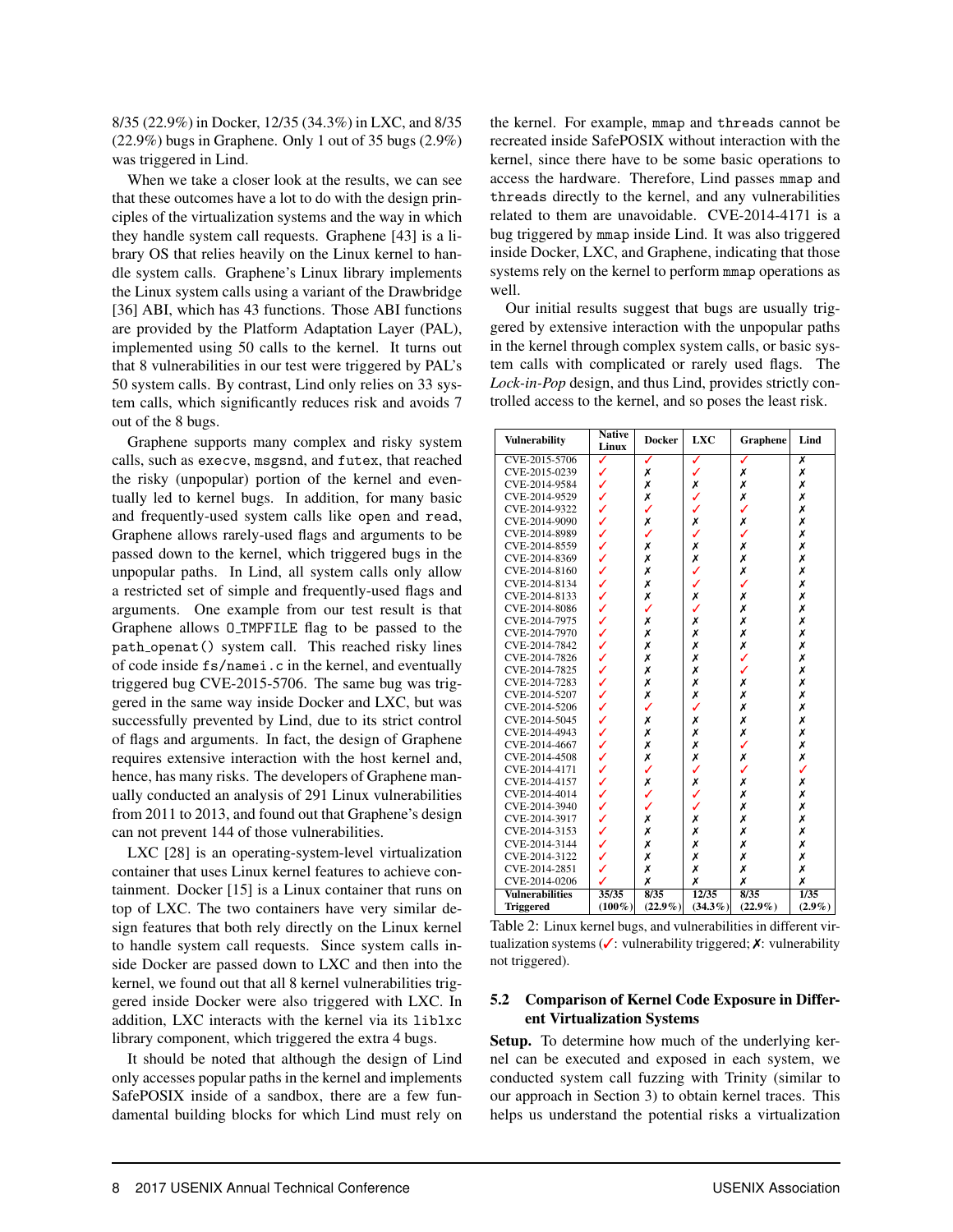8/35 (22.9%) in Docker, 12/35 (34.3%) in LXC, and 8/35 (22.9%) bugs in Graphene. Only 1 out of 35 bugs (2.9%) was triggered in Lind.

When we take a closer look at the results, we can see that these outcomes have a lot to do with the design principles of the virtualization systems and the way in which they handle system call requests. Graphene [43] is a library OS that relies heavily on the Linux kernel to handle system calls. Graphene's Linux library implements the Linux system calls using a variant of the Drawbridge [36] ABI, which has 43 functions. Those ABI functions are provided by the Platform Adaptation Layer (PAL), implemented using 50 calls to the kernel. It turns out that 8 vulnerabilities in our test were triggered by PAL's 50 system calls. By contrast, Lind only relies on 33 system calls, which significantly reduces risk and avoids 7 out of the 8 bugs.

Graphene supports many complex and risky system calls, such as `execve`, `msgsnd`, and `futex`, that reached the risky (unpopular) portion of the kernel and eventually led to kernel bugs. In addition, for many basic and frequently-used system calls like `open` and `read`, Graphene allows rarely-used flags and arguments to be passed down to the kernel, which triggered bugs in the unpopular paths. In Lind, all system calls only allow a restricted set of simple and frequently-used flags and arguments. One example from our test result is that Graphene allows `O_TMPFILE` flag to be passed to the `path_openat()` system call. This reached risky lines of code inside `fs/namei.c` in the kernel, and eventually triggered bug CVE-2015-5706. The same bug was triggered in the same way inside Docker and LXC, but was successfully prevented by Lind, due to its strict control of flags and arguments. In fact, the design of Graphene requires extensive interaction with the host kernel and, hence, has many risks. The developers of Graphene manually conducted an analysis of 291 Linux vulnerabilities from 2011 to 2013, and found out that Graphene's design can not prevent 144 of those vulnerabilities.

LXC [28] is an operating-system-level virtualization container that uses Linux kernel features to achieve containment. Docker [15] is a Linux container that runs on top of LXC. The two containers have very similar design features that both rely directly on the Linux kernel to handle system call requests. Since system calls inside Docker are passed down to LXC and then into the kernel, we found out that all 8 kernel vulnerabilities triggered inside Docker were also triggered with LXC. In addition, LXC interacts with the kernel via its `liblxc` library component, which triggered the extra 4 bugs.

It should be noted that although the design of Lind only accesses popular paths in the kernel and implements SafePOSIX inside of a sandbox, there are a few fundamental building blocks for which Lind must rely on the kernel. For example, `mmap` and `threads` cannot be recreated inside SafePOSIX without interaction with the kernel, since there have to be some basic operations to access the hardware. Therefore, Lind passes `mmap` and `threads` directly to the kernel, and any vulnerabilities related to them are unavoidable. CVE-2014-4171 is a bug triggered by `mmap` inside Lind. It was also triggered inside Docker, LXC, and Graphene, indicating that those systems rely on the kernel to perform `mmap` operations as well.

Our initial results suggest that bugs are usually triggered by extensive interaction with the unpopular paths in the kernel through complex system calls, or basic system calls with complicated or rarely used flags. The *Lock-in-Pop* design, and thus Lind, provides strictly controlled access to the kernel, and so poses the least risk.

| Vulnerability | Native Linux | Docker | LXC | Graphene | Lind |
|---|---|---|---|---|---|
| CVE-2015-5706 | ✓ | ✓ | ✓ | ✓ | ✗ |
| CVE-2015-0239 | ✓ | ✗ | ✓ | ✗ | ✗ |
| CVE-2014-9584 | ✓ | ✗ | ✗ | ✗ | ✗ |
| CVE-2014-9529 | ✓ | ✗ | ✓ | ✗ | ✗ |
| CVE-2014-9322 | ✓ | ✓ | ✓ | ✓ | ✗ |
| CVE-2014-9090 | ✓ | ✗ | ✗ | ✗ | ✗ |
| CVE-2014-8989 | ✓ | ✓ | ✓ | ✓ | ✗ |
| CVE-2014-8559 | ✓ | ✗ | ✗ | ✗ | ✗ |
| CVE-2014-8369 | ✓ | ✗ | ✗ | ✗ | ✗ |
| CVE-2014-8160 | ✓ | ✗ | ✓ | ✗ | ✗ |
| CVE-2014-8134 | ✓ | ✗ | ✓ | ✓ | ✗ |
| CVE-2014-8133 | ✓ | ✗ | ✗ | ✗ | ✗ |
| CVE-2014-8086 | ✓ | ✓ | ✓ | ✗ | ✗ |
| CVE-2014-7975 | ✓ | ✗ | ✗ | ✗ | ✗ |
| CVE-2014-7970 | ✓ | ✗ | ✗ | ✗ | ✗ |
| CVE-2014-7842 | ✓ | ✗ | ✗ | ✗ | ✗ |
| CVE-2014-7826 | ✓ | ✗ | ✗ | ✓ | ✗ |
| CVE-2014-7825 | ✓ | ✗ | ✗ | ✓ | ✗ |
| CVE-2014-7283 | ✓ | ✗ | ✗ | ✗ | ✗ |
| CVE-2014-5207 | ✓ | ✗ | ✗ | ✗ | ✗ |
| CVE-2014-5206 | ✓ | ✓ | ✓ | ✗ | ✗ |
| CVE-2014-5045 | ✓ | ✗ | ✗ | ✗ | ✗ |
| CVE-2014-4943 | ✓ | ✗ | ✗ | ✗ | ✗ |
| CVE-2014-4667 | ✓ | ✗ | ✗ | ✓ | ✗ |
| CVE-2014-4508 | ✓ | ✗ | ✗ | ✗ | ✗ |
| CVE-2014-4171 | ✓ | ✓ | ✓ | ✓ | ✓ |
| CVE-2014-4157 | ✓ | ✗ | ✗ | ✗ | ✗ |
| CVE-2014-4014 | ✓ | ✓ | ✓ | ✗ | ✗ |
| CVE-2014-3940 | ✓ | ✓ | ✓ | ✗ | ✗ |
| CVE-2014-3917 | ✓ | ✗ | ✗ | ✗ | ✗ |
| CVE-2014-3153 | ✓ | ✗ | ✗ | ✗ | ✗ |
| CVE-2014-3144 | ✓ | ✗ | ✗ | ✗ | ✗ |
| CVE-2014-3122 | ✓ | ✗ | ✗ | ✗ | ✗ |
| CVE-2014-2851 | ✓ | ✗ | ✗ | ✗ | ✗ |
| CVE-2014-0206 | ✓ | ✗ | ✗ | ✗ | ✗ |
| **Vulnerabilities Triggered** | **35/35 (100%)** | **8/35 (22.9%)** | **12/35 (34.3%)** | **8/35 (22.9%)** | **1/35 (2.9%)** |

Table 2: Linux kernel bugs, and vulnerabilities in different virtualization systems (✓: vulnerability triggered; ✗: vulnerability not triggered).

### 5.2 Comparison of Kernel Code Exposure in Different Virtualization Systems

**Setup.** To determine how much of the underlying kernel code can be executed and exposed in each system, we conducted system call fuzzing with Trinity (similar to our approach in Section 3) to obtain kernel traces. This helps us understand the potential risks a virtualization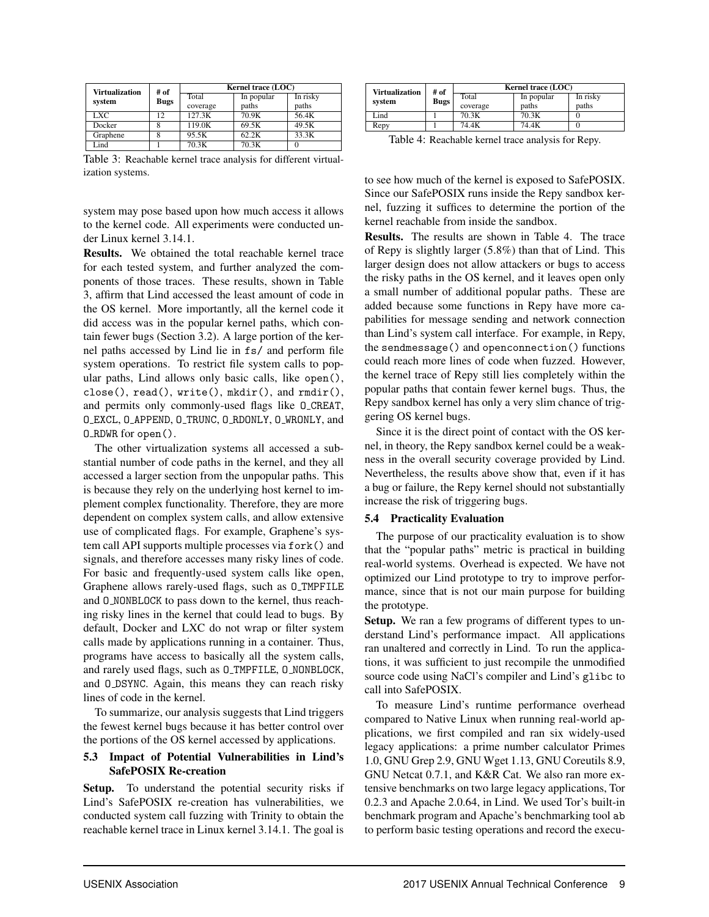| Virtualization system | # of Bugs | Kernel trace (LOC) | | |
|---|---|---|---|---|
| | | Total coverage | In popular paths | In risky paths |
| LXC | 12 | 127.3K | 70.9K | 56.4K |
| Docker | 8 | 119.0K | 69.5K | 49.5K |
| Graphene | 8 | 95.5K | 62.2K | 33.3K |
| Lind | 1 | 70.3K | 70.3K | 0 |

Table 3: Reachable kernel trace analysis for different virtualization systems.

system may pose based upon how much access it allows to the kernel code. All experiments were conducted under Linux kernel 3.14.1.

**Results.** We obtained the total reachable kernel trace for each tested system, and further analyzed the components of those traces. These results, shown in Table 3, affirm that Lind accessed the least amount of code in the OS kernel. More importantly, all the kernel code it did access was in the popular kernel paths, which contain fewer bugs (Section 3.2). A large portion of the kernel paths accessed by Lind lie in `fs/` and perform file system operations. To restrict file system calls to popular paths, Lind allows only basic calls, like `open()`, `close()`, `read()`, `write()`, `mkdir()`, and `rmdir()`, and permits only commonly-used flags like `O_CREAT`, `O_EXCL`, `O_APPEND`, `O_TRUNC`, `O_RDONLY`, `O_WRONLY`, and `O_RDWR` for `open()`.

The other virtualization systems all accessed a substantial number of code paths in the kernel, and they all accessed a larger section from the unpopular paths. This is because they rely on the underlying host kernel to implement complex functionality. Therefore, they are more dependent on complex system calls, and allow extensive use of complicated flags. For example, Graphene's system call API supports multiple processes via `fork()` and signals, and therefore accesses many risky lines of code. For basic and frequently-used system calls like `open`, Graphene allows rarely-used flags, such as `O_TMPFILE` and `O_NONBLOCK` to pass down to the kernel, thus reaching risky lines in the kernel that could lead to bugs. By default, Docker and LXC do not wrap or filter system calls made by applications running in a container. Thus, programs have access to basically all the system calls, and rarely used flags, such as `O_TMPFILE`, `O_NONBLOCK`, and `O_DSYNC`. Again, this means they can reach risky lines of code in the kernel.

To summarize, our analysis suggests that Lind triggers the fewest kernel bugs because it has better control over the portions of the OS kernel accessed by applications.

### 5.3 Impact of Potential Vulnerabilities in Lind's SafePOSIX Re-creation

**Setup.** To understand the potential security risks if Lind's SafePOSIX re-creation has vulnerabilities, we conducted system call fuzzing with Trinity to obtain the reachable kernel trace in Linux kernel 3.14.1. The goal is to see how much of the kernel is exposed to SafePOSIX. Since our SafePOSIX runs inside the Repy sandbox kernel, fuzzing it suffices to determine the portion of the kernel reachable from inside the sandbox.

| Virtualization system | # of Bugs | Kernel trace (LOC) | | |
|---|---|---|---|---|
| | | Total coverage | In popular paths | In risky paths |
| Lind | 1 | 70.3K | 70.3K | 0 |
| Repy | 1 | 74.4K | 74.4K | 0 |

Table 4: Reachable kernel trace analysis for Repy.

**Results.** The results are shown in Table 4. The trace of Repy is slightly larger (5.8%) than that of Lind. This larger design does not allow attackers or bugs to access the risky paths in the OS kernel, and it leaves open only a small number of additional popular paths. These are added because some functions in Repy have more capabilities for message sending and network connection than Lind's system call interface. For example, in Repy, the `sendmessage()` and `openconnection()` functions could reach more lines of code when fuzzed. However, the kernel trace of Repy still lies completely within the popular paths that contain fewer kernel bugs. Thus, the Repy sandbox kernel has only a very slim chance of triggering OS kernel bugs.

Since it is the direct point of contact with the OS kernel, in theory, the Repy sandbox kernel could be a weakness in the overall security coverage provided by Lind. Nevertheless, the results above show that, even if it has a bug or failure, the Repy kernel should not substantially increase the risk of triggering bugs.

### 5.4 Practicality Evaluation

The purpose of our practicality evaluation is to show that the "popular paths" metric is practical in building real-world systems. Overhead is expected. We have not optimized our Lind prototype to try to improve performance, since that is not our main purpose for building the prototype.

**Setup.** We ran a few programs of different types to understand Lind's performance impact. All applications ran unaltered and correctly in Lind. To run the applications, it was sufficient to just recompile the unmodified source code using NaCl's compiler and Lind's `glibc` to call into SafePOSIX.

To measure Lind's runtime performance overhead compared to Native Linux when running real-world applications, we first compiled and ran six widely-used legacy applications: a prime number calculator Primes 1.0, GNU Grep 2.9, GNU Wget 1.13, GNU Coreutils 8.9, GNU Netcat 0.7.1, and K&R Cat. We also ran more extensive benchmarks on two large legacy applications, Tor 0.2.3 and Apache 2.0.64, in Lind. We used Tor's built-in benchmark program and Apache's benchmarking tool `ab` to perform basic testing operations and record the execu-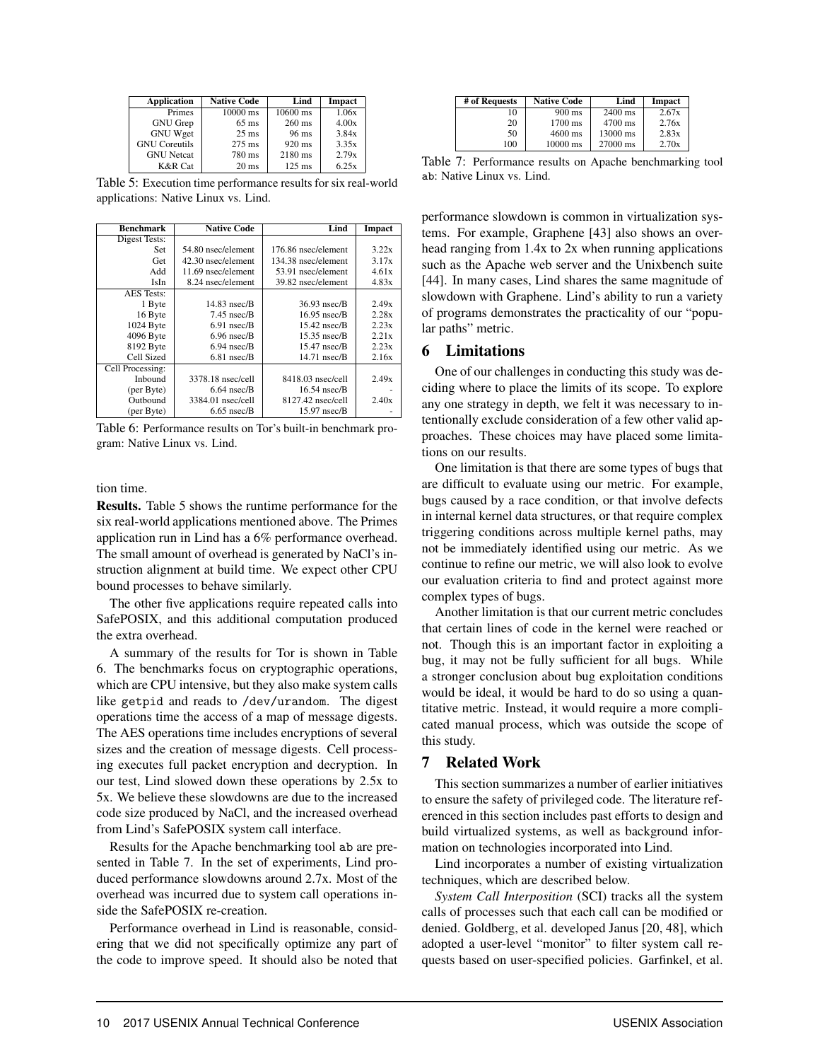| Application | Native Code | Lind | Impact |
|---|---|---|---|
| Primes | 10000 ms | 10600 ms | 1.06x |
| GNU Grep | 65 ms | 260 ms | 4.00x |
| GNU Wget | 25 ms | 96 ms | 3.84x |
| GNU Coreutils | 275 ms | 920 ms | 3.35x |
| GNU Netcat | 780 ms | 2180 ms | 2.79x |
| K&R Cat | 20 ms | 125 ms | 6.25x |

Table 5: Execution time performance results for six real-world applications: Native Linux vs. Lind.

| Benchmark | Native Code | Lind | Impact |
|---|---|---|---|
| Digest Tests: | | | |
| Set | 54.80 nsec/element | 176.86 nsec/element | 3.22x |
| Get | 42.30 nsec/element | 134.38 nsec/element | 3.17x |
| Add | 11.69 nsec/element | 53.91 nsec/element | 4.61x |
| IsIn | 8.24 nsec/element | 39.82 nsec/element | 4.83x |
| AES Tests: | | | |
| 1 Byte | 14.83 nsec/B | 36.93 nsec/B | 2.49x |
| 16 Byte | 7.45 nsec/B | 16.95 nsec/B | 2.28x |
| 1024 Byte | 6.91 nsec/B | 15.42 nsec/B | 2.23x |
| 4096 Byte | 6.96 nsec/B | 15.35 nsec/B | 2.21x |
| 8192 Byte | 6.94 nsec/B | 15.47 nsec/B | 2.23x |
| Cell Sized | 6.81 nsec/B | 14.71 nsec/B | 2.16x |
| Cell Processing: | | | |
| Inbound | 3378.18 nsec/cell | 8418.03 nsec/cell | 2.49x |
| (per Byte) | 6.64 nsec/B | 16.54 nsec/B | - |
| Outbound | 3384.01 nsec/cell | 8127.42 nsec/cell | 2.40x |
| (per Byte) | 6.65 nsec/B | 15.97 nsec/B | - |

Table 6: Performance results on Tor's built-in benchmark program: Native Linux vs. Lind.

tion time.

**Results.** Table 5 shows the runtime performance for the six real-world applications mentioned above. The Primes application run in Lind has a 6% performance overhead. The small amount of overhead is generated by NaCl's instruction alignment at build time. We expect other CPU bound processes to behave similarly.

The other five applications require repeated calls into SafePOSIX, and this additional computation produced the extra overhead.

A summary of the results for Tor is shown in Table 6. The benchmarks focus on cryptographic operations, which are CPU intensive, but they also make system calls like `getpid` and reads to `/dev/urandom`. The digest operations time the access of a map of message digests. The AES operations time includes encryptions of several sizes and the creation of message digests. Cell processing executes full packet encryption and decryption. In our test, Lind slowed down these operations by 2.5x to 5x. We believe these slowdowns are due to the increased code size produced by NaCl, and the increased overhead from Lind's SafePOSIX system call interface.

Results for the Apache benchmarking tool `ab` are presented in Table 7. In the set of experiments, Lind produced performance slowdowns around 2.7x. Most of the overhead was incurred due to system call operations inside the SafePOSIX re-creation.

Performance overhead in Lind is reasonable, considering that we did not specifically optimize any part of the code to improve speed. It should also be noted that performance slowdown is common in virtualization systems. For example, Graphene [43] also shows an overhead ranging from 1.4x to 2x when running applications such as the Apache web server and the Unixbench suite [44]. In many cases, Lind shares the same magnitude of slowdown with Graphene. Lind's ability to run a variety of programs demonstrates the practicality of our "popular paths" metric.

| # of Requests | Native Code | Lind | Impact |
|---|---|---|---|
| 10 | 900 ms | 2400 ms | 2.67x |
| 20 | 1700 ms | 4700 ms | 2.76x |
| 50 | 4600 ms | 13000 ms | 2.83x |
| 100 | 10000 ms | 27000 ms | 2.70x |

Table 7: Performance results on Apache benchmarking tool `ab`: Native Linux vs. Lind.

## 6 Limitations

One of our challenges in conducting this study was deciding where to place the limits of its scope. To explore any one strategy in depth, we felt it was necessary to intentionally exclude consideration of a few other valid approaches. These choices may have placed some limitations on our results.

One limitation is that there are some types of bugs that are difficult to evaluate using our metric. For example, bugs caused by a race condition, or that involve defects in internal kernel data structures, or that require complex triggering conditions across multiple kernel paths, may not be immediately identified using our metric. As we continue to refine our metric, we will also look to evolve our evaluation criteria to find and protect against more complex types of bugs.

Another limitation is that our current metric concludes that certain lines of code in the kernel were reached or not. Though this is an important factor in exploiting a bug, it may not be fully sufficient for all bugs. While a stronger conclusion about bug exploitation conditions would be ideal, it would be hard to do so using a quantitative metric. Instead, it would require a more complicated manual process, which was outside the scope of this study.

## 7 Related Work

This section summarizes a number of earlier initiatives to ensure the safety of privileged code. The literature referenced in this section includes past efforts to design and build virtualized systems, as well as background information on technologies incorporated into Lind.

Lind incorporates a number of existing virtualization techniques, which are described below.

*System Call Interposition* (SCI) tracks all the system calls of processes such that each call can be modified or denied. Goldberg, et al. developed Janus [20, 48], which adopted a user-level "monitor" to filter system call requests based on user-specified policies. Garfinkel, et al.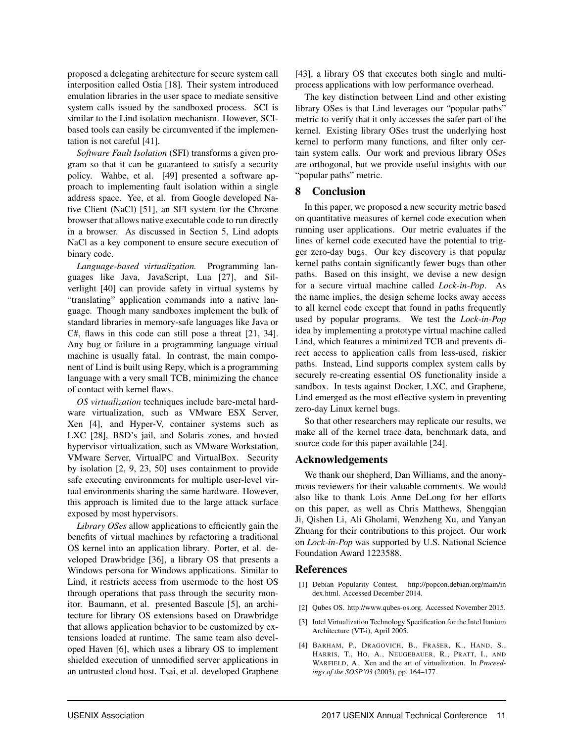proposed a delegating architecture for secure system call interposition called Ostia [18]. Their system introduced emulation libraries in the user space to mediate sensitive system calls issued by the sandboxed process. SCI is similar to the Lind isolation mechanism. However, SCI-based tools can easily be circumvented if the implementation is not careful [41].

*Software Fault Isolation* (SFI) transforms a given program so that it can be guaranteed to satisfy a security policy. Wahbe, et al. [49] presented a software approach to implementing fault isolation within a single address space. Yee, et al. from Google developed Native Client (NaCl) [51], an SFI system for the Chrome browser that allows native executable code to run directly in a browser. As discussed in Section 5, Lind adopts NaCl as a key component to ensure secure execution of binary code.

*Language-based virtualization.* Programming languages like Java, JavaScript, Lua [27], and Silverlight [40] can provide safety in virtual systems by "translating" application commands into a native language. Though many sandboxes implement the bulk of standard libraries in memory-safe languages like Java or C#, flaws in this code can still pose a threat [21, 34]. Any bug or failure in a programming language virtual machine is usually fatal. In contrast, the main component of Lind is built using Repy, which is a programming language with a very small TCB, minimizing the chance of contact with kernel flaws.

*OS virtualization* techniques include bare-metal hardware virtualization, such as VMware ESX Server, Xen [4], and Hyper-V, container systems such as LXC [28], BSD's jail, and Solaris zones, and hosted hypervisor virtualization, such as VMware Workstation, VMware Server, VirtualPC and VirtualBox. Security by isolation [2, 9, 23, 50] uses containment to provide safe executing environments for multiple user-level virtual environments sharing the same hardware. However, this approach is limited due to the large attack surface exposed by most hypervisors.

*Library OSes* allow applications to efficiently gain the benefits of virtual machines by refactoring a traditional OS kernel into an application library. Porter, et al. developed Drawbridge [36], a library OS that presents a Windows persona for Windows applications. Similar to Lind, it restricts access from usermode to the host OS through operations that pass through the security monitor. Baumann, et al. presented Bascule [5], an architecture for library OS extensions based on Drawbridge that allows application behavior to be customized by extensions loaded at runtime. The same team also developed Haven [6], which uses a library OS to implement shielded execution of unmodified server applications in an untrusted cloud host. Tsai, et al. developed Graphene [43], a library OS that executes both single and multi-process applications with low performance overhead.

The key distinction between Lind and other existing library OSes is that Lind leverages our "popular paths" metric to verify that it only accesses the safer part of the kernel. Existing library OSes trust the underlying host kernel to perform many functions, and filter only certain system calls. Our work and previous library OSes are orthogonal, but we provide useful insights with our "popular paths" metric.

## 8 Conclusion

In this paper, we proposed a new security metric based on quantitative measures of kernel code execution when running user applications. Our metric evaluates if the lines of kernel code executed have the potential to trigger zero-day bugs. Our key discovery is that popular kernel paths contain significantly fewer bugs than other paths. Based on this insight, we devise a new design for a secure virtual machine called *Lock-in-Pop*. As the name implies, the design scheme locks away access to all kernel code except that found in paths frequently used by popular programs. We test the *Lock-in-Pop* idea by implementing a prototype virtual machine called Lind, which features a minimized TCB and prevents direct access to application calls from less-used, riskier paths. Instead, Lind supports complex system calls by securely re-creating essential OS functionality inside a sandbox. In tests against Docker, LXC, and Graphene, Lind emerged as the most effective system in preventing zero-day Linux kernel bugs.

So that other researchers may replicate our results, we make all of the kernel trace data, benchmark data, and source code for this paper available [24].

## Acknowledgements

We thank our shepherd, Dan Williams, and the anonymous reviewers for their valuable comments. We would also like to thank Lois Anne DeLong for her efforts on this paper, as well as Chris Matthews, Shengqian Ji, Qishen Li, Ali Gholami, Wenzheng Xu, and Yanyan Zhuang for their contributions to this project. Our work on *Lock-in-Pop* was supported by U.S. National Science Foundation Award 1223588.

## References

[1] Debian Popularity Contest. http://popcon.debian.org/main/index.html. Accessed December 2014.

[2] Qubes OS. http://www.qubes-os.org. Accessed November 2015.

[3] Intel Virtualization Technology Specification for the Intel Itanium Architecture (VT-i), April 2005.

[4] BARHAM, P., DRAGOVICH, B., FRASER, K., HAND, S., HARRIS, T., HO, A., NEUGEBAUER, R., PRATT, I., AND WARFIELD, A. Xen and the art of virtualization. In *Proceedings of the SOSP'03* (2003), pp. 164–177.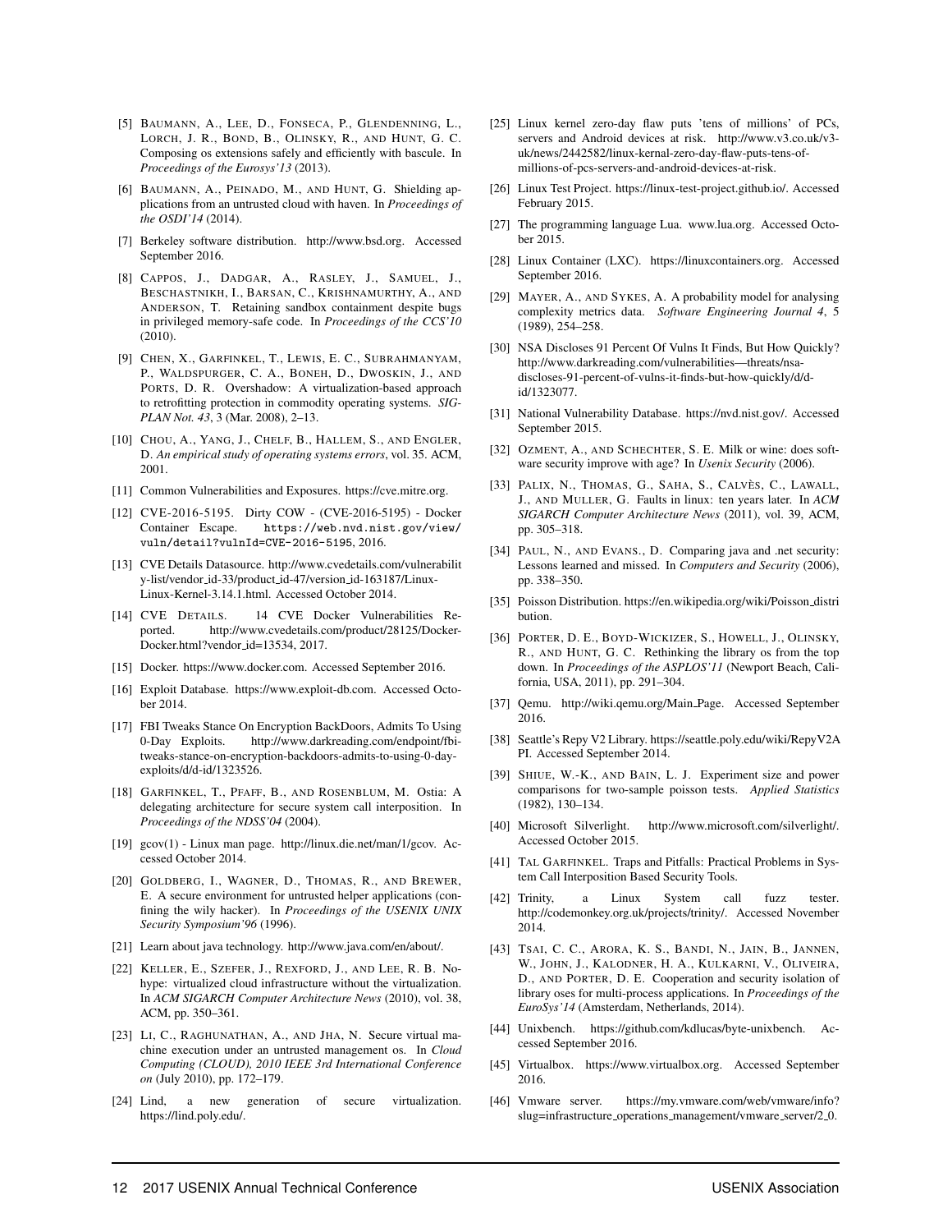[5] Baumann, A., Lee, D., Fonseca, P., Glendenning, L., Lorch, J. R., Bond, B., Olinsky, R., and Hunt, G. C. Composing os extensions safely and efficiently with bascule. In *Proceedings of the Eurosys'13* (2013).

[6] Baumann, A., Peinado, M., and Hunt, G. Shielding applications from an untrusted cloud with haven. In *Proceedings of the OSDI'14* (2014).

[7] Berkeley software distribution. http://www.bsd.org. Accessed September 2016.

[8] Cappos, J., Dadgar, A., Rasley, J., Samuel, J., Beschastnikh, I., Barsan, C., Krishnamurthy, A., and Anderson, T. Retaining sandbox containment despite bugs in privileged memory-safe code. In *Proceedings of the CCS'10* (2010).

[9] Chen, X., Garfinkel, T., Lewis, E. C., Subrahmanyam, P., Waldspurger, C. A., Boneh, D., Dwoskin, J., and Ports, D. R. Overshadow: A virtualization-based approach to retrofitting protection in commodity operating systems. *SIGPLAN Not. 43*, 3 (Mar. 2008), 2–13.

[10] Chou, A., Yang, J., Chelf, B., Hallem, S., and Engler, D. *An empirical study of operating systems errors*, vol. 35. ACM, 2001.

[11] Common Vulnerabilities and Exposures. https://cve.mitre.org.

[12] CVE-2016-5195. Dirty COW - (CVE-2016-5195) - Docker Container Escape. `https://web.nvd.nist.gov/view/vuln/detail?vulnId=CVE-2016-5195`, 2016.

[13] CVE Details Datasource. http://www.cvedetails.com/vulnerability-list/vendor_id-33/product_id-47/version_id-163187/Linux-Linux-Kernel-3.14.1.html. Accessed October 2014.

[14] CVE Details. 14 CVE Docker Vulnerabilities Reported. http://www.cvedetails.com/product/28125/Docker-Docker.html?vendor_id=13534, 2017.

[15] Docker. https://www.docker.com. Accessed September 2016.

[16] Exploit Database. https://www.exploit-db.com. Accessed October 2014.

[17] FBI Tweaks Stance On Encryption BackDoors, Admits To Using 0-Day Exploits. http://www.darkreading.com/endpoint/fbi-tweaks-stance-on-encryption-backdoors-admits-to-using-0-day-exploits/d/d-id/1323526.

[18] Garfinkel, T., Pfaff, B., and Rosenblum, M. Ostia: A delegating architecture for secure system call interposition. In *Proceedings of the NDSS'04* (2004).

[19] gcov(1) - Linux man page. http://linux.die.net/man/1/gcov. Accessed October 2014.

[20] Goldberg, I., Wagner, D., Thomas, R., and Brewer, E. A secure environment for untrusted helper applications (confining the wily hacker). In *Proceedings of the USENIX UNIX Security Symposium'96* (1996).

[21] Learn about java technology. http://www.java.com/en/about/.

[22] Keller, E., Szefer, J., Rexford, J., and Lee, R. B. Nohype: virtualized cloud infrastructure without the virtualization. In *ACM SIGARCH Computer Architecture News* (2010), vol. 38, ACM, pp. 350–361.

[23] Li, C., Raghunathan, A., and Jha, N. Secure virtual machine execution under an untrusted management os. In *Cloud Computing (CLOUD), 2010 IEEE 3rd International Conference on* (July 2010), pp. 172–179.

[24] Lind, a new generation of secure virtualization. https://lind.poly.edu/.

[25] Linux kernel zero-day flaw puts 'tens of millions' of PCs, servers and Android devices at risk. http://www.v3.co.uk/v3-uk/news/2442582/linux-kernal-zero-day-flaw-puts-tens-of-millions-of-pcs-servers-and-android-devices-at-risk.

[26] Linux Test Project. https://linux-test-project.github.io/. Accessed February 2015.

[27] The programming language Lua. www.lua.org. Accessed October 2015.

[28] Linux Container (LXC). https://linuxcontainers.org. Accessed September 2016.

[29] Mayer, A., and Sykes, A. A probability model for analysing complexity metrics data. *Software Engineering Journal 4*, 5 (1989), 254–258.

[30] NSA Discloses 91 Percent Of Vulns It Finds, But How Quickly? http://www.darkreading.com/vulnerabilities—threats/nsa-discloses-91-percent-of-vulns-it-finds-but-how-quickly/d/d-id/1323077.

[31] National Vulnerability Database. https://nvd.nist.gov/. Accessed September 2015.

[32] Ozment, A., and Schechter, S. E. Milk or wine: does software security improve with age? In *Usenix Security* (2006).

[33] Palix, N., Thomas, G., Saha, S., Calvès, C., Lawall, J., and Muller, G. Faults in linux: ten years later. In *ACM SIGARCH Computer Architecture News* (2011), vol. 39, ACM, pp. 305–318.

[34] Paul, N., and Evans., D. Comparing java and .net security: Lessons learned and missed. In *Computers and Security* (2006), pp. 338–350.

[35] Poisson Distribution. https://en.wikipedia.org/wiki/Poisson_distribution.

[36] Porter, D. E., Boyd-Wickizer, S., Howell, J., Olinsky, R., and Hunt, G. C. Rethinking the library os from the top down. In *Proceedings of the ASPLOS'11* (Newport Beach, California, USA, 2011), pp. 291–304.

[37] Qemu. http://wiki.qemu.org/Main_Page. Accessed September 2016.

[38] Seattle's Repy V2 Library. https://seattle.poly.edu/wiki/RepyV2API. Accessed September 2014.

[39] Shiue, W.-K., and Bain, L. J. Experiment size and power comparisons for two-sample poisson tests. *Applied Statistics* (1982), 130–134.

[40] Microsoft Silverlight. http://www.microsoft.com/silverlight/. Accessed October 2015.

[41] Tal Garfinkel. Traps and Pitfalls: Practical Problems in System Call Interposition Based Security Tools.

[42] Trinity, a Linux System call fuzz tester. http://codemonkey.org.uk/projects/trinity/. Accessed November 2014.

[43] Tsai, C. C., Arora, K. S., Bandi, N., Jain, B., Jannen, W., John, J., Kalodner, H. A., Kulkarni, V., Oliveira, D., and Porter, D. E. Cooperation and security isolation of library oses for multi-process applications. In *Proceedings of the EuroSys'14* (Amsterdam, Netherlands, 2014).

[44] Unixbench. https://github.com/kdlucas/byte-unixbench. Accessed September 2016.

[45] Virtualbox. https://www.virtualbox.org. Accessed September 2016.

[46] Vmware server. https://my.vmware.com/web/vmware/info?slug=infrastructure_operations_management/vmware_server/2_0.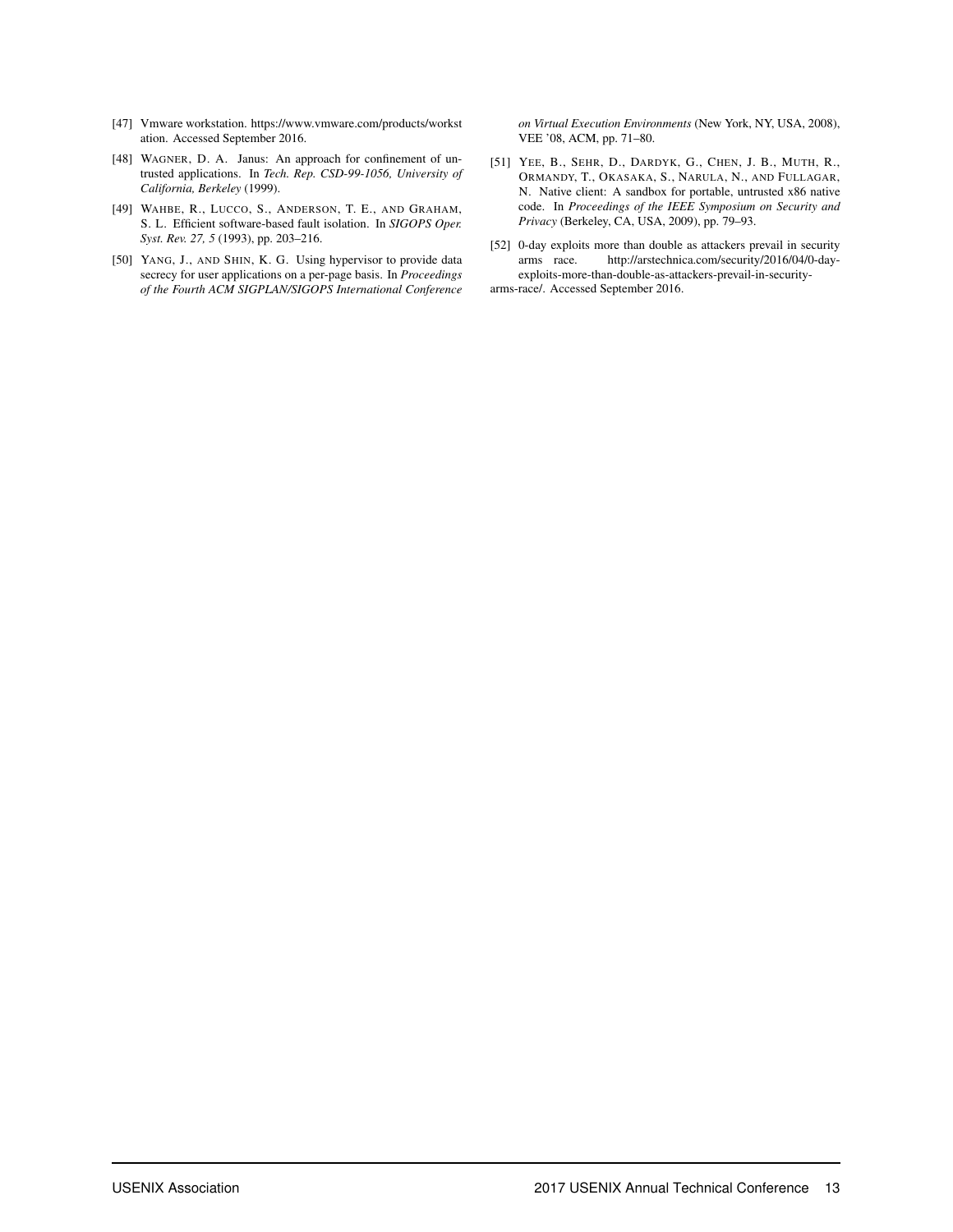[47] Vmware workstation. https://www.vmware.com/products/workstation. Accessed September 2016.

[48] Wagner, D. A. Janus: An approach for confinement of untrusted applications. In *Tech. Rep. CSD-99-1056, University of California, Berkeley* (1999).

[49] Wahbe, R., Lucco, S., Anderson, T. E., and Graham, S. L. Efficient software-based fault isolation. In *SIGOPS Oper. Syst. Rev. 27, 5* (1993), pp. 203–216.

[50] Yang, J., and Shin, K. G. Using hypervisor to provide data secrecy for user applications on a per-page basis. In *Proceedings of the Fourth ACM SIGPLAN/SIGOPS International Conference on Virtual Execution Environments* (New York, NY, USA, 2008), VEE '08, ACM, pp. 71–80.

[51] Yee, B., Sehr, D., Dardyk, G., Chen, J. B., Muth, R., Ormandy, T., Okasaka, S., Narula, N., and Fullagar, N. Native client: A sandbox for portable, untrusted x86 native code. In *Proceedings of the IEEE Symposium on Security and Privacy* (Berkeley, CA, USA, 2009), pp. 79–93.

[52] 0-day exploits more than double as attackers prevail in security arms race. http://arstechnica.com/security/2016/04/0-day-exploits-more-than-double-as-attackers-prevail-in-security-arms-race/. Accessed September 2016.